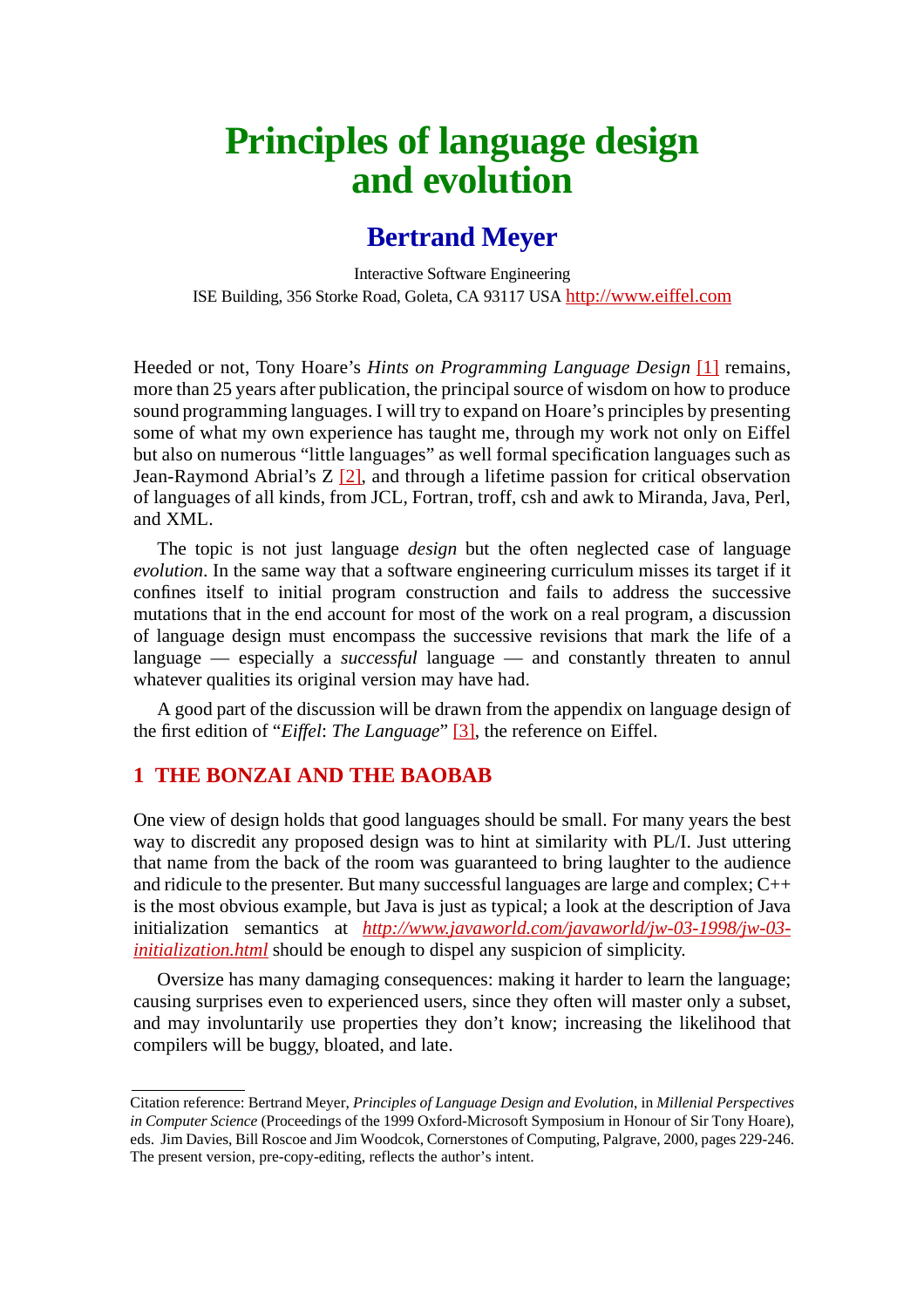# Principles of language design and evolution

## Bertrand Meyer

Interactive Software Engineering
ISE Building, 356 Storke Road, Goleta, CA 93117 USA http://www.eiffel.com

Heeded or not, Tony Hoare's *Hints on Programming Language Design* [1] remains, more than 25 years after publication, the principal source of wisdom on how to produce sound programming languages. I will try to expand on Hoare's principles by presenting some of what my own experience has taught me, through my work not only on Eiffel but also on numerous "little languages" as well formal specification languages such as Jean-Raymond Abrial's Z [2], and through a lifetime passion for critical observation of languages of all kinds, from JCL, Fortran, troff, csh and awk to Miranda, Java, Perl, and XML.

The topic is not just language *design* but the often neglected case of language *evolution*. In the same way that a software engineering curriculum misses its target if it confines itself to initial program construction and fails to address the successive mutations that in the end account for most of the work on a real program, a discussion of language design must encompass the successive revisions that mark the life of a language — especially a *successful* language — and constantly threaten to annul whatever qualities its original version may have had.

A good part of the discussion will be drawn from the appendix on language design of the first edition of "*Eiffel*: *The Language*" [3], the reference on Eiffel.

## 1 THE BONZAI AND THE BAOBAB

One view of design holds that good languages should be small. For many years the best way to discredit any proposed design was to hint at similarity with PL/I. Just uttering that name from the back of the room was guaranteed to bring laughter to the audience and ridicule to the presenter. But many successful languages are large and complex; C++ is the most obvious example, but Java is just as typical; a look at the description of Java initialization semantics at *http://www.javaworld.com/javaworld/jw-03-1998/jw-03-initialization.html* should be enough to dispel any suspicion of simplicity.

Oversize has many damaging consequences: making it harder to learn the language; causing surprises even to experienced users, since they often will master only a subset, and may involuntarily use properties they don't know; increasing the likelihood that compilers will be buggy, bloated, and late.

Citation reference: Bertrand Meyer, *Principles of Language Design and Evolution*, in *Millenial Perspectives in Computer Science* (Proceedings of the 1999 Oxford-Microsoft Symposium in Honour of Sir Tony Hoare), eds. Jim Davies, Bill Roscoe and Jim Woodcok, Cornerstones of Computing, Palgrave, 2000, pages 229-246. The present version, pre-copy-editing, reflects the author's intent.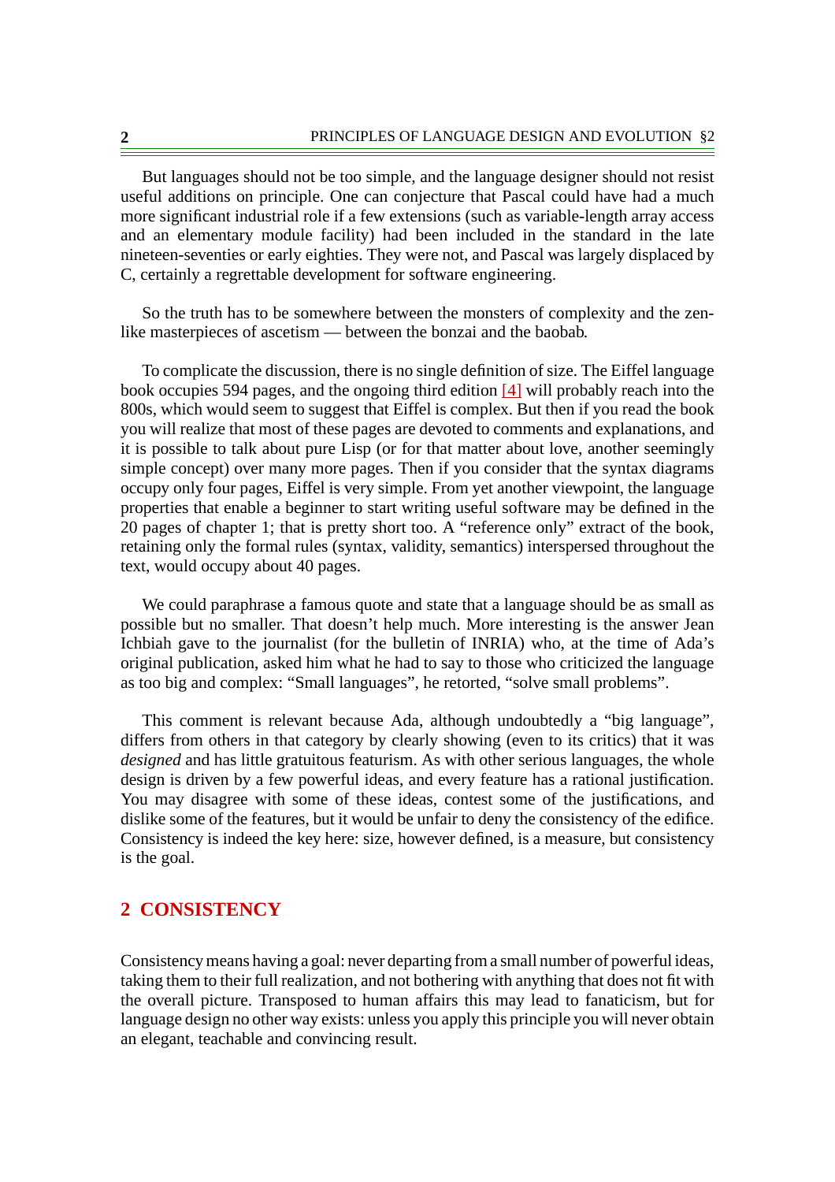But languages should not be too simple, and the language designer should not resist useful additions on principle. One can conjecture that Pascal could have had a much more significant industrial role if a few extensions (such as variable-length array access and an elementary module facility) had been included in the standard in the late nineteen-seventies or early eighties. They were not, and Pascal was largely displaced by C, certainly a regrettable development for software engineering.

So the truth has to be somewhere between the monsters of complexity and the zen-like masterpieces of ascetism — between the bonzai and the baobab.

To complicate the discussion, there is no single definition of size. The Eiffel language book occupies 594 pages, and the ongoing third edition [4] will probably reach into the 800s, which would seem to suggest that Eiffel is complex. But then if you read the book you will realize that most of these pages are devoted to comments and explanations, and it is possible to talk about pure Lisp (or for that matter about love, another seemingly simple concept) over many more pages. Then if you consider that the syntax diagrams occupy only four pages, Eiffel is very simple. From yet another viewpoint, the language properties that enable a beginner to start writing useful software may be defined in the 20 pages of chapter 1; that is pretty short too. A "reference only" extract of the book, retaining only the formal rules (syntax, validity, semantics) interspersed throughout the text, would occupy about 40 pages.

We could paraphrase a famous quote and state that a language should be as small as possible but no smaller. That doesn't help much. More interesting is the answer Jean Ichbiah gave to the journalist (for the bulletin of INRIA) who, at the time of Ada's original publication, asked him what he had to say to those who criticized the language as too big and complex: "Small languages", he retorted, "solve small problems".

This comment is relevant because Ada, although undoubtedly a "big language", differs from others in that category by clearly showing (even to its critics) that it was *designed* and has little gratuitous featurism. As with other serious languages, the whole design is driven by a few powerful ideas, and every feature has a rational justification. You may disagree with some of these ideas, contest some of the justifications, and dislike some of the features, but it would be unfair to deny the consistency of the edifice. Consistency is indeed the key here: size, however defined, is a measure, but consistency is the goal.

## 2 CONSISTENCY

Consistency means having a goal: never departing from a small number of powerful ideas, taking them to their full realization, and not bothering with anything that does not fit with the overall picture. Transposed to human affairs this may lead to fanaticism, but for language design no other way exists: unless you apply this principle you will never obtain an elegant, teachable and convincing result.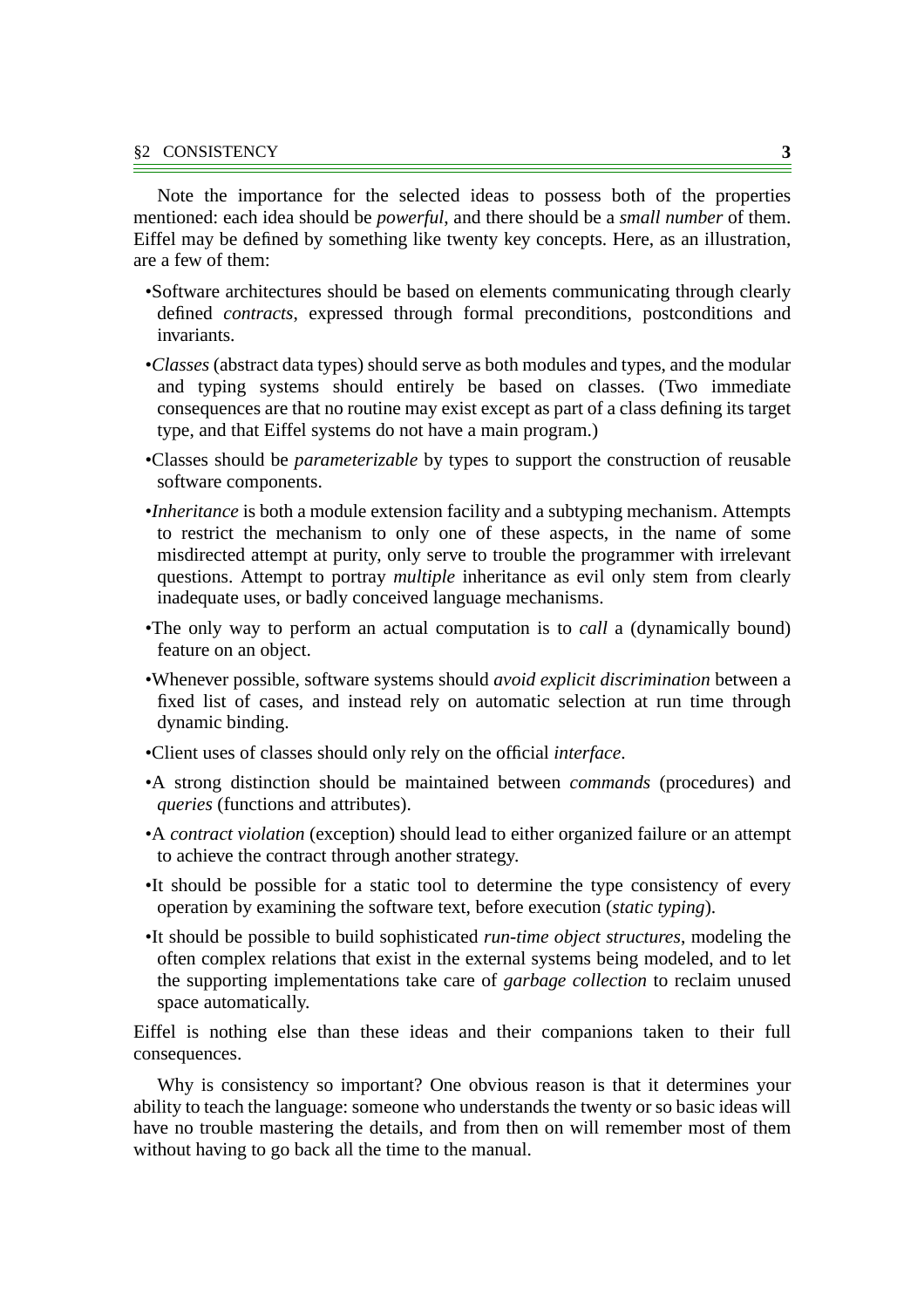Note the importance for the selected ideas to possess both of the properties mentioned: each idea should be *powerful*, and there should be a *small number* of them. Eiffel may be defined by something like twenty key concepts. Here, as an illustration, are a few of them:

- Software architectures should be based on elements communicating through clearly defined *contracts*, expressed through formal preconditions, postconditions and invariants.
- *Classes* (abstract data types) should serve as both modules and types, and the modular and typing systems should entirely be based on classes. (Two immediate consequences are that no routine may exist except as part of a class defining its target type, and that Eiffel systems do not have a main program.)
- Classes should be *parameterizable* by types to support the construction of reusable software components.
- *Inheritance* is both a module extension facility and a subtyping mechanism. Attempts to restrict the mechanism to only one of these aspects, in the name of some misdirected attempt at purity, only serve to trouble the programmer with irrelevant questions. Attempt to portray *multiple* inheritance as evil only stem from clearly inadequate uses, or badly conceived language mechanisms.
- The only way to perform an actual computation is to *call* a (dynamically bound) feature on an object.
- Whenever possible, software systems should *avoid explicit discrimination* between a fixed list of cases, and instead rely on automatic selection at run time through dynamic binding.
- Client uses of classes should only rely on the official *interface*.
- A strong distinction should be maintained between *commands* (procedures) and *queries* (functions and attributes).
- A *contract violation* (exception) should lead to either organized failure or an attempt to achieve the contract through another strategy.
- It should be possible for a static tool to determine the type consistency of every operation by examining the software text, before execution (*static typing*).
- It should be possible to build sophisticated *run-time object structures*, modeling the often complex relations that exist in the external systems being modeled, and to let the supporting implementations take care of *garbage collection* to reclaim unused space automatically.

Eiffel is nothing else than these ideas and their companions taken to their full consequences.

Why is consistency so important? One obvious reason is that it determines your ability to teach the language: someone who understands the twenty or so basic ideas will have no trouble mastering the details, and from then on will remember most of them without having to go back all the time to the manual.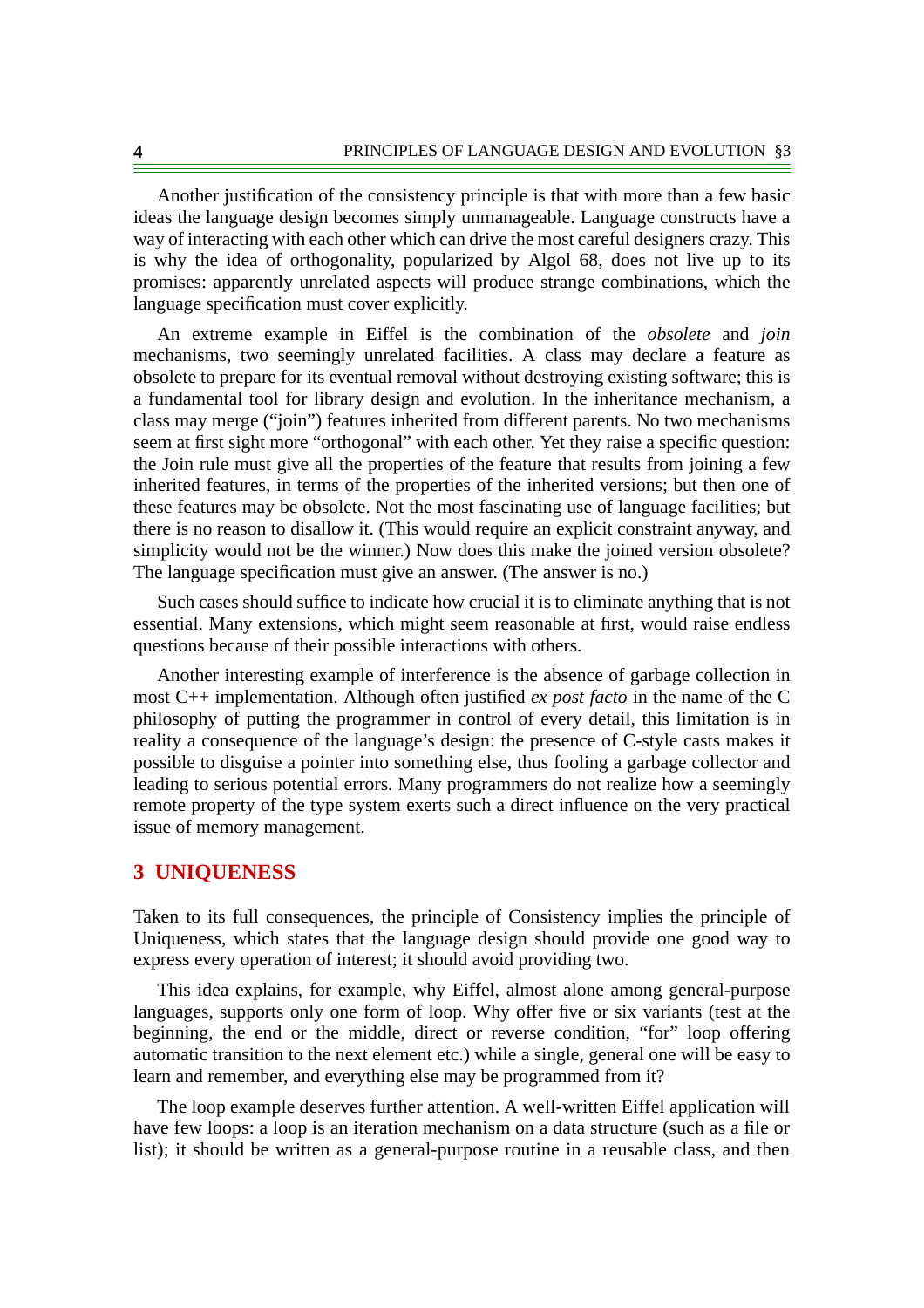Another justification of the consistency principle is that with more than a few basic ideas the language design becomes simply unmanageable. Language constructs have a way of interacting with each other which can drive the most careful designers crazy. This is why the idea of orthogonality, popularized by Algol 68, does not live up to its promises: apparently unrelated aspects will produce strange combinations, which the language specification must cover explicitly.

An extreme example in Eiffel is the combination of the *obsolete* and *join* mechanisms, two seemingly unrelated facilities. A class may declare a feature as obsolete to prepare for its eventual removal without destroying existing software; this is a fundamental tool for library design and evolution. In the inheritance mechanism, a class may merge ("join") features inherited from different parents. No two mechanisms seem at first sight more "orthogonal" with each other. Yet they raise a specific question: the Join rule must give all the properties of the feature that results from joining a few inherited features, in terms of the properties of the inherited versions; but then one of these features may be obsolete. Not the most fascinating use of language facilities; but there is no reason to disallow it. (This would require an explicit constraint anyway, and simplicity would not be the winner.) Now does this make the joined version obsolete? The language specification must give an answer. (The answer is no.)

Such cases should suffice to indicate how crucial it is to eliminate anything that is not essential. Many extensions, which might seem reasonable at first, would raise endless questions because of their possible interactions with others.

Another interesting example of interference is the absence of garbage collection in most C++ implementation. Although often justified *ex post facto* in the name of the C philosophy of putting the programmer in control of every detail, this limitation is in reality a consequence of the language's design: the presence of C-style casts makes it possible to disguise a pointer into something else, thus fooling a garbage collector and leading to serious potential errors. Many programmers do not realize how a seemingly remote property of the type system exerts such a direct influence on the very practical issue of memory management.

## 3 UNIQUENESS

Taken to its full consequences, the principle of Consistency implies the principle of Uniqueness, which states that the language design should provide one good way to express every operation of interest; it should avoid providing two.

This idea explains, for example, why Eiffel, almost alone among general-purpose languages, supports only one form of loop. Why offer five or six variants (test at the beginning, the end or the middle, direct or reverse condition, "for" loop offering automatic transition to the next element etc.) while a single, general one will be easy to learn and remember, and everything else may be programmed from it?

The loop example deserves further attention. A well-written Eiffel application will have few loops: a loop is an iteration mechanism on a data structure (such as a file or list); it should be written as a general-purpose routine in a reusable class, and then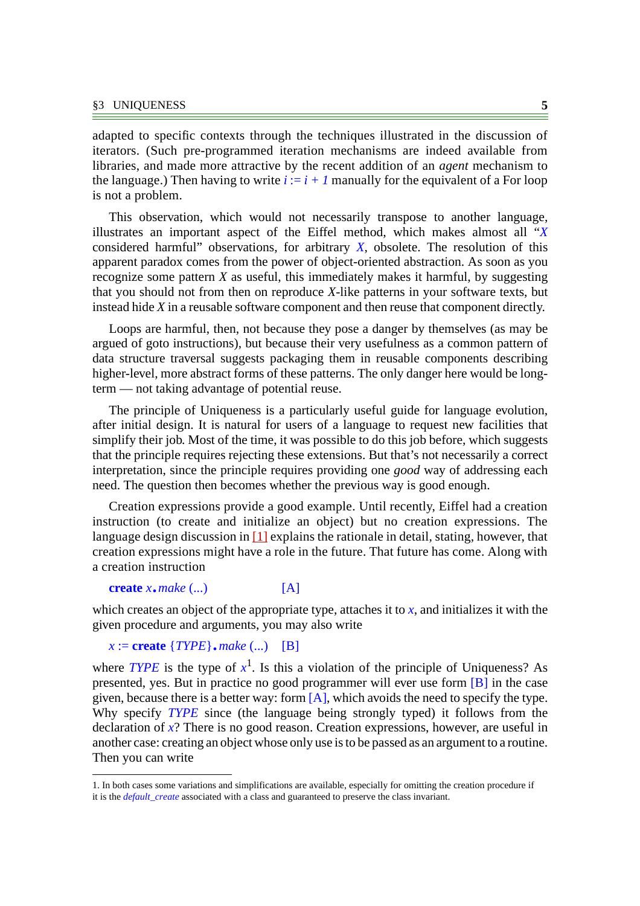adapted to specific contexts through the techniques illustrated in the discussion of iterators. (Such pre-programmed iteration mechanisms are indeed available from libraries, and made more attractive by the recent addition of an *agent* mechanism to the language.) Then having to write *i* := *i* + *1* manually for the equivalent of a For loop is not a problem.

This observation, which would not necessarily transpose to another language, illustrates an important aspect of the Eiffel method, which makes almost all "*X* considered harmful" observations, for arbitrary *X*, obsolete. The resolution of this apparent paradox comes from the power of object-oriented abstraction. As soon as you recognize some pattern *X* as useful, this immediately makes it harmful, by suggesting that you should not from then on reproduce *X*-like patterns in your software texts, but instead hide *X* in a reusable software component and then reuse that component directly.

Loops are harmful, then, not because they pose a danger by themselves (as may be argued of goto instructions), but because their very usefulness as a common pattern of data structure traversal suggests packaging them in reusable components describing higher-level, more abstract forms of these patterns. The only danger here would be long-term — not taking advantage of potential reuse.

The principle of Uniqueness is a particularly useful guide for language evolution, after initial design. It is natural for users of a language to request new facilities that simplify their job. Most of the time, it was possible to do this job before, which suggests that the principle requires rejecting these extensions. But that's not necessarily a correct interpretation, since the principle requires providing one *good* way of addressing each need. The question then becomes whether the previous way is good enough.

Creation expressions provide a good example. Until recently, Eiffel had a creation instruction (to create and initialize an object) but no creation expressions. The language design discussion in [1] explains the rationale in detail, stating, however, that creation expressions might have a role in the future. That future has come. Along with a creation instruction

```
create x.make (...)          [A]
```

which creates an object of the appropriate type, attaches it to *x*, and initializes it with the given procedure and arguments, you may also write

```
x := create {TYPE}.make (...)    [B]
```

where *TYPE* is the type of *x*[1]. Is this a violation of the principle of Uniqueness? As presented, yes. But in practice no good programmer will ever use form [B] in the case given, because there is a better way: form [A], which avoids the need to specify the type. Why specify *TYPE* since (the language being strongly typed) it follows from the declaration of *x*? There is no good reason. Creation expressions, however, are useful in another case: creating an object whose only use is to be passed as an argument to a routine. Then you can write

1. In both cases some variations and simplifications are available, especially for omitting the creation procedure if it is the *default_create* associated with a class and guaranteed to preserve the class invariant.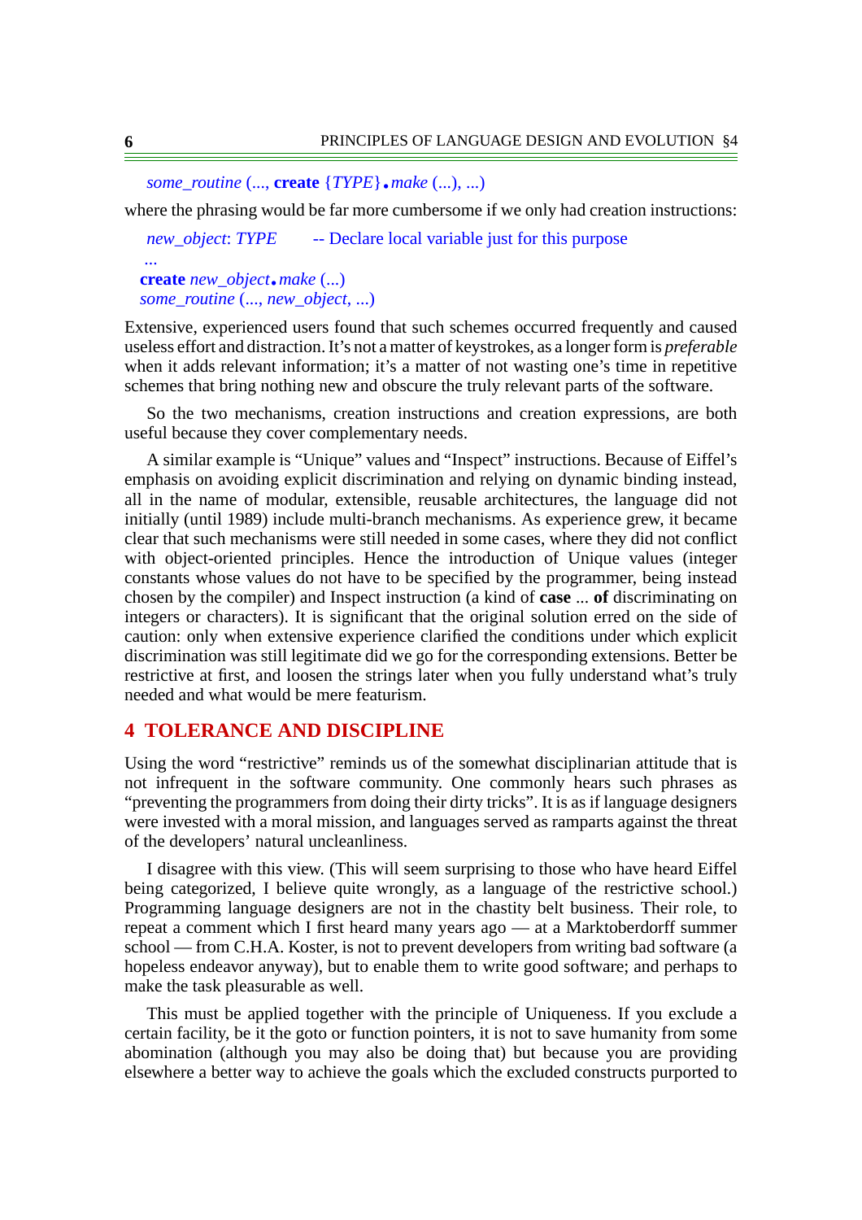```
some_routine (..., create {TYPE}.make (...), ...)
```

where the phrasing would be far more cumbersome if we only had creation instructions:

```
new_object: TYPE        -- Declare local variable just for this purpose
...
create new_object.make (...)
some_routine (..., new_object, ...)
```

Extensive, experienced users found that such schemes occurred frequently and caused useless effort and distraction. It's not a matter of keystrokes, as a longer form is *preferable* when it adds relevant information; it's a matter of not wasting one's time in repetitive schemes that bring nothing new and obscure the truly relevant parts of the software.

So the two mechanisms, creation instructions and creation expressions, are both useful because they cover complementary needs.

A similar example is "Unique" values and "Inspect" instructions. Because of Eiffel's emphasis on avoiding explicit discrimination and relying on dynamic binding instead, all in the name of modular, extensible, reusable architectures, the language did not initially (until 1989) include multi-branch mechanisms. As experience grew, it became clear that such mechanisms were still needed in some cases, where they did not conflict with object-oriented principles. Hence the introduction of Unique values (integer constants whose values do not have to be specified by the programmer, being instead chosen by the compiler) and Inspect instruction (a kind of **case** ... **of** discriminating on integers or characters). It is significant that the original solution erred on the side of caution: only when extensive experience clarified the conditions under which explicit discrimination was still legitimate did we go for the corresponding extensions. Better be restrictive at first, and loosen the strings later when you fully understand what's truly needed and what would be mere featurism.

## 4 TOLERANCE AND DISCIPLINE

Using the word "restrictive" reminds us of the somewhat disciplinarian attitude that is not infrequent in the software community. One commonly hears such phrases as "preventing the programmers from doing their dirty tricks". It is as if language designers were invested with a moral mission, and languages served as ramparts against the threat of the developers' natural uncleanliness.

I disagree with this view. (This will seem surprising to those who have heard Eiffel being categorized, I believe quite wrongly, as a language of the restrictive school.) Programming language designers are not in the chastity belt business. Their role, to repeat a comment which I first heard many years ago — at a Marktoberdorff summer school — from C.H.A. Koster, is not to prevent developers from writing bad software (a hopeless endeavor anyway), but to enable them to write good software; and perhaps to make the task pleasurable as well.

This must be applied together with the principle of Uniqueness. If you exclude a certain facility, be it the goto or function pointers, it is not to save humanity from some abomination (although you may also be doing that) but because you are providing elsewhere a better way to achieve the goals which the excluded constructs purported to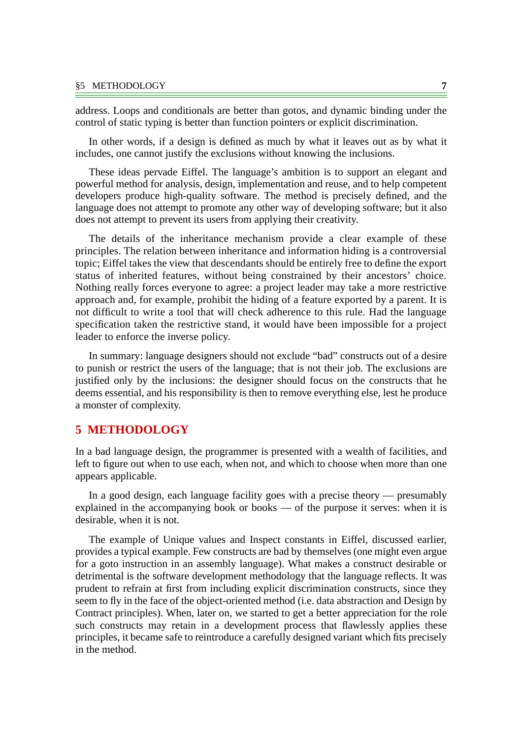address. Loops and conditionals are better than gotos, and dynamic binding under the control of static typing is better than function pointers or explicit discrimination.

In other words, if a design is defined as much by what it leaves out as by what it includes, one cannot justify the exclusions without knowing the inclusions.

These ideas pervade Eiffel. The language's ambition is to support an elegant and powerful method for analysis, design, implementation and reuse, and to help competent developers produce high-quality software. The method is precisely defined, and the language does not attempt to promote any other way of developing software; but it also does not attempt to prevent its users from applying their creativity.

The details of the inheritance mechanism provide a clear example of these principles. The relation between inheritance and information hiding is a controversial topic; Eiffel takes the view that descendants should be entirely free to define the export status of inherited features, without being constrained by their ancestors' choice. Nothing really forces everyone to agree: a project leader may take a more restrictive approach and, for example, prohibit the hiding of a feature exported by a parent. It is not difficult to write a tool that will check adherence to this rule. Had the language specification taken the restrictive stand, it would have been impossible for a project leader to enforce the inverse policy.

In summary: language designers should not exclude "bad" constructs out of a desire to punish or restrict the users of the language; that is not their job. The exclusions are justified only by the inclusions: the designer should focus on the constructs that he deems essential, and his responsibility is then to remove everything else, lest he produce a monster of complexity.

## 5 METHODOLOGY

In a bad language design, the programmer is presented with a wealth of facilities, and left to figure out when to use each, when not, and which to choose when more than one appears applicable.

In a good design, each language facility goes with a precise theory — presumably explained in the accompanying book or books — of the purpose it serves: when it is desirable, when it is not.

The example of Unique values and Inspect constants in Eiffel, discussed earlier, provides a typical example. Few constructs are bad by themselves (one might even argue for a goto instruction in an assembly language). What makes a construct desirable or detrimental is the software development methodology that the language reflects. It was prudent to refrain at first from including explicit discrimination constructs, since they seem to fly in the face of the object-oriented method (i.e. data abstraction and Design by Contract principles). When, later on, we started to get a better appreciation for the role such constructs may retain in a development process that flawlessly applies these principles, it became safe to reintroduce a carefully designed variant which fits precisely in the method.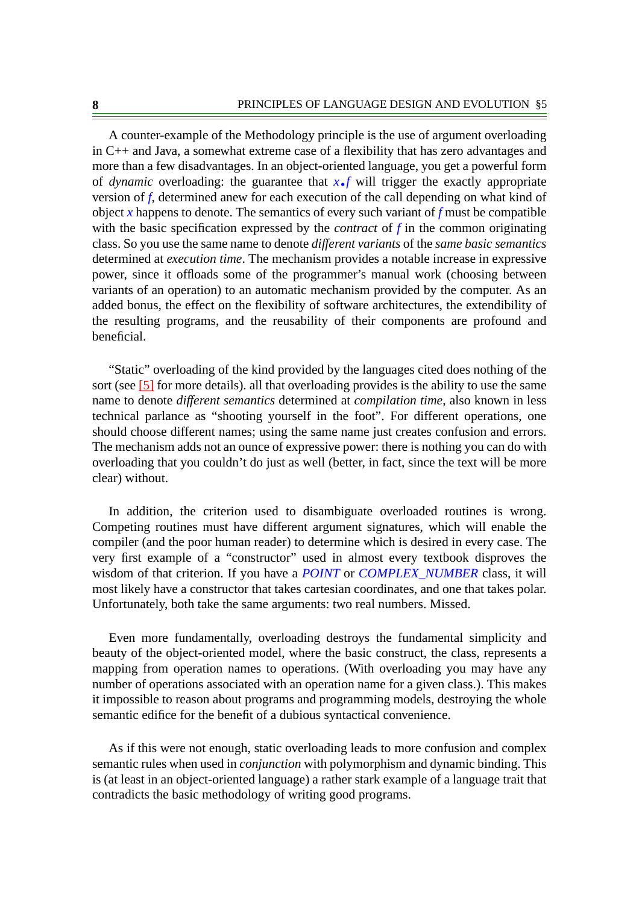A counter-example of the Methodology principle is the use of argument overloading in C++ and Java, a somewhat extreme case of a flexibility that has zero advantages and more than a few disadvantages. In an object-oriented language, you get a powerful form of *dynamic* overloading: the guarantee that *x*.*f* will trigger the exactly appropriate version of *f*, determined anew for each execution of the call depending on what kind of object *x* happens to denote. The semantics of every such variant of *f* must be compatible with the basic specification expressed by the *contract* of *f* in the common originating class. So you use the same name to denote *different variants* of the *same basic semantics* determined at *execution time*. The mechanism provides a notable increase in expressive power, since it offloads some of the programmer's manual work (choosing between variants of an operation) to an automatic mechanism provided by the computer. As an added bonus, the effect on the flexibility of software architectures, the extendibility of the resulting programs, and the reusability of their components are profound and beneficial.

"Static" overloading of the kind provided by the languages cited does nothing of the sort (see [5] for more details). all that overloading provides is the ability to use the same name to denote *different semantics* determined at *compilation time*, also known in less technical parlance as "shooting yourself in the foot". For different operations, one should choose different names; using the same name just creates confusion and errors. The mechanism adds not an ounce of expressive power: there is nothing you can do with overloading that you couldn't do just as well (better, in fact, since the text will be more clear) without.

In addition, the criterion used to disambiguate overloaded routines is wrong. Competing routines must have different argument signatures, which will enable the compiler (and the poor human reader) to determine which is desired in every case. The very first example of a "constructor" used in almost every textbook disproves the wisdom of that criterion. If you have a *POINT* or *COMPLEX_NUMBER* class, it will most likely have a constructor that takes cartesian coordinates, and one that takes polar. Unfortunately, both take the same arguments: two real numbers. Missed.

Even more fundamentally, overloading destroys the fundamental simplicity and beauty of the object-oriented model, where the basic construct, the class, represents a mapping from operation names to operations. (With overloading you may have any number of operations associated with an operation name for a given class.). This makes it impossible to reason about programs and programming models, destroying the whole semantic edifice for the benefit of a dubious syntactical convenience.

As if this were not enough, static overloading leads to more confusion and complex semantic rules when used in *conjunction* with polymorphism and dynamic binding. This is (at least in an object-oriented language) a rather stark example of a language trait that contradicts the basic methodology of writing good programs.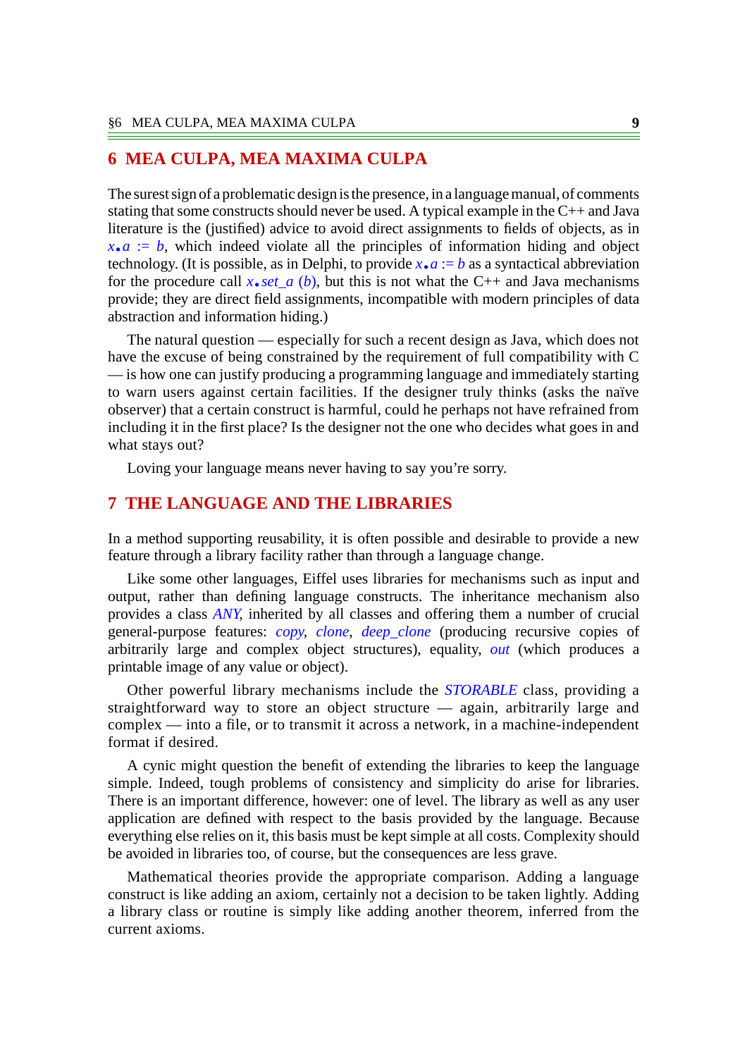## 6 MEA CULPA, MEA MAXIMA CULPA

The surest sign of a problematic design is the presence, in a language manual, of comments stating that some constructs should never be used. A typical example in the C++ and Java literature is the (justified) advice to avoid direct assignments to fields of objects, as in *x*.*a* := *b*, which indeed violate all the principles of information hiding and object technology. (It is possible, as in Delphi, to provide *x*.*a* := *b* as a syntactical abbreviation for the procedure call *x*.*set_a* (*b*), but this is not what the C++ and Java mechanisms provide; they are direct field assignments, incompatible with modern principles of data abstraction and information hiding.)

The natural question — especially for such a recent design as Java, which does not have the excuse of being constrained by the requirement of full compatibility with C — is how one can justify producing a programming language and immediately starting to warn users against certain facilities. If the designer truly thinks (asks the naïve observer) that a certain construct is harmful, could he perhaps not have refrained from including it in the first place? Is the designer not the one who decides what goes in and what stays out?

Loving your language means never having to say you're sorry.

## 7 THE LANGUAGE AND THE LIBRARIES

In a method supporting reusability, it is often possible and desirable to provide a new feature through a library facility rather than through a language change.

Like some other languages, Eiffel uses libraries for mechanisms such as input and output, rather than defining language constructs. The inheritance mechanism also provides a class *ANY*, inherited by all classes and offering them a number of crucial general-purpose features: *copy*, *clone*, *deep_clone* (producing recursive copies of arbitrarily large and complex object structures), equality, *out* (which produces a printable image of any value or object).

Other powerful library mechanisms include the *STORABLE* class, providing a straightforward way to store an object structure — again, arbitrarily large and complex — into a file, or to transmit it across a network, in a machine-independent format if desired.

A cynic might question the benefit of extending the libraries to keep the language simple. Indeed, tough problems of consistency and simplicity do arise for libraries. There is an important difference, however: one of level. The library as well as any user application are defined with respect to the basis provided by the language. Because everything else relies on it, this basis must be kept simple at all costs. Complexity should be avoided in libraries too, of course, but the consequences are less grave.

Mathematical theories provide the appropriate comparison. Adding a language construct is like adding an axiom, certainly not a decision to be taken lightly. Adding a library class or routine is simply like adding another theorem, inferred from the current axioms.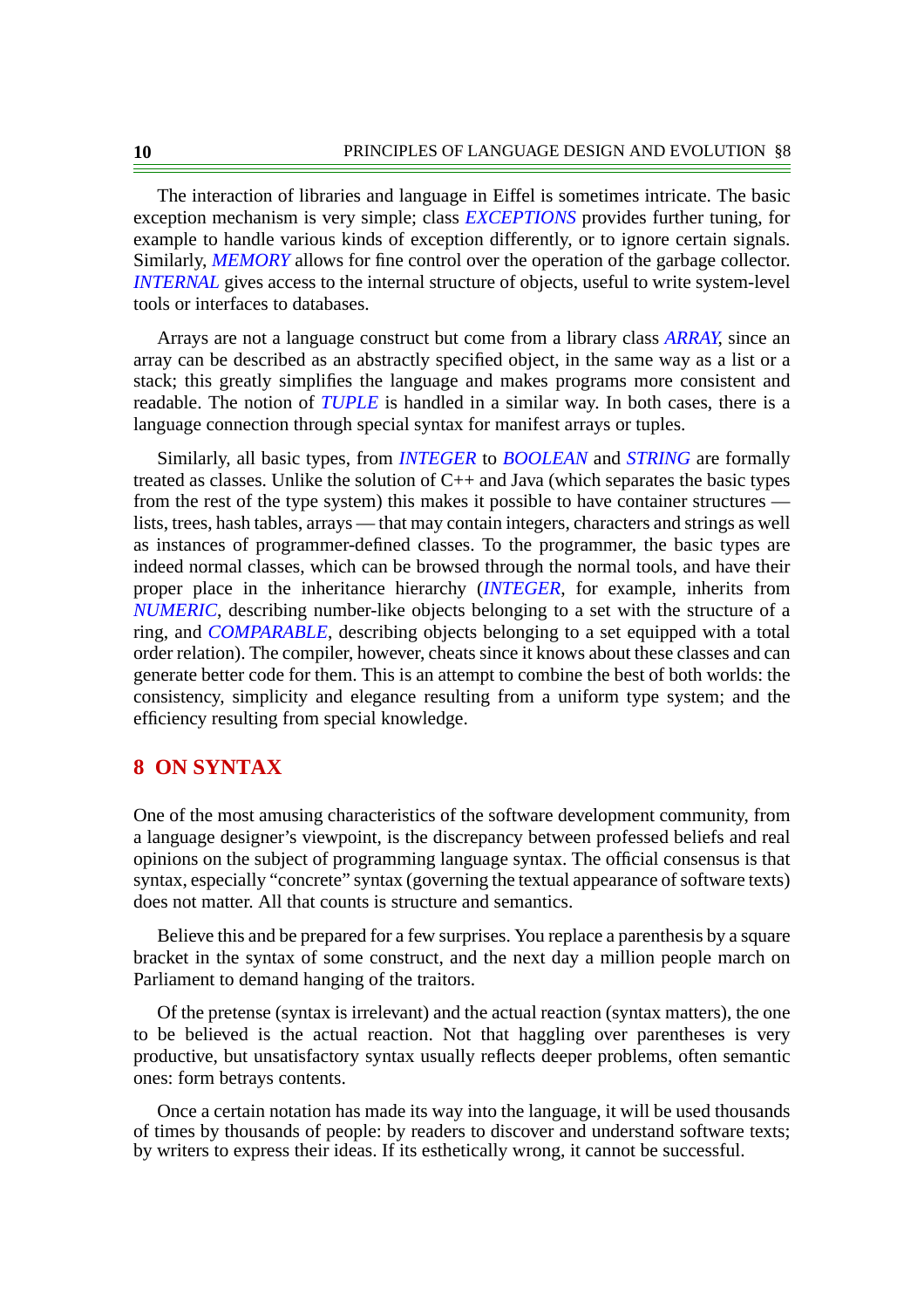The interaction of libraries and language in Eiffel is sometimes intricate. The basic exception mechanism is very simple; class *EXCEPTIONS* provides further tuning, for example to handle various kinds of exception differently, or to ignore certain signals. Similarly, *MEMORY* allows for fine control over the operation of the garbage collector. *INTERNAL* gives access to the internal structure of objects, useful to write system-level tools or interfaces to databases.

Arrays are not a language construct but come from a library class *ARRAY*, since an array can be described as an abstractly specified object, in the same way as a list or a stack; this greatly simplifies the language and makes programs more consistent and readable. The notion of *TUPLE* is handled in a similar way. In both cases, there is a language connection through special syntax for manifest arrays or tuples.

Similarly, all basic types, from *INTEGER* to *BOOLEAN* and *STRING* are formally treated as classes. Unlike the solution of C++ and Java (which separates the basic types from the rest of the type system) this makes it possible to have container structures — lists, trees, hash tables, arrays — that may contain integers, characters and strings as well as instances of programmer-defined classes. To the programmer, the basic types are indeed normal classes, which can be browsed through the normal tools, and have their proper place in the inheritance hierarchy (*INTEGER*, for example, inherits from *NUMERIC*, describing number-like objects belonging to a set with the structure of a ring, and *COMPARABLE*, describing objects belonging to a set equipped with a total order relation). The compiler, however, cheats since it knows about these classes and can generate better code for them. This is an attempt to combine the best of both worlds: the consistency, simplicity and elegance resulting from a uniform type system; and the efficiency resulting from special knowledge.

## 8 ON SYNTAX

One of the most amusing characteristics of the software development community, from a language designer's viewpoint, is the discrepancy between professed beliefs and real opinions on the subject of programming language syntax. The official consensus is that syntax, especially "concrete" syntax (governing the textual appearance of software texts) does not matter. All that counts is structure and semantics.

Believe this and be prepared for a few surprises. You replace a parenthesis by a square bracket in the syntax of some construct, and the next day a million people march on Parliament to demand hanging of the traitors.

Of the pretense (syntax is irrelevant) and the actual reaction (syntax matters), the one to be believed is the actual reaction. Not that haggling over parentheses is very productive, but unsatisfactory syntax usually reflects deeper problems, often semantic ones: form betrays contents.

Once a certain notation has made its way into the language, it will be used thousands of times by thousands of people: by readers to discover and understand software texts; by writers to express their ideas. If its esthetically wrong, it cannot be successful.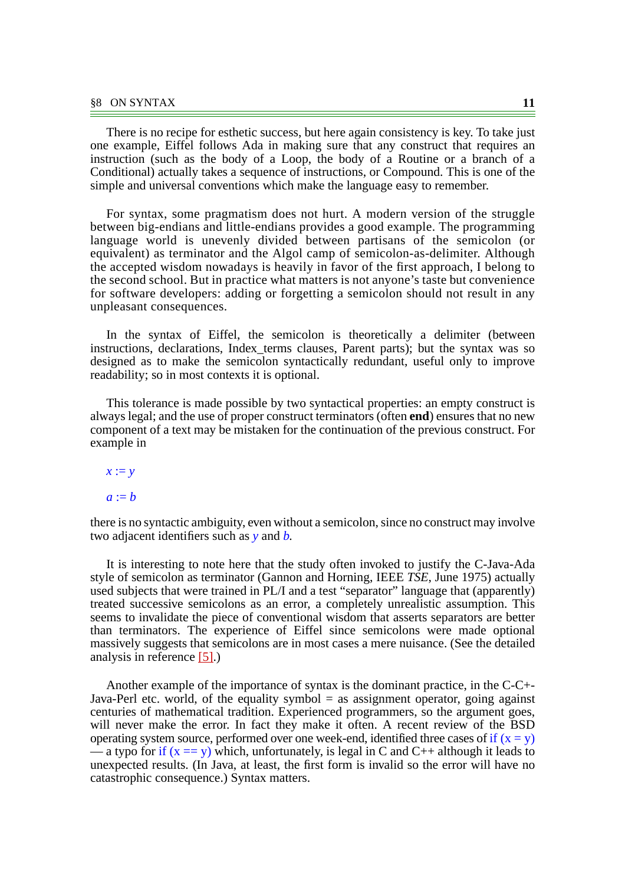There is no recipe for esthetic success, but here again consistency is key. To take just one example, Eiffel follows Ada in making sure that any construct that requires an instruction (such as the body of a Loop, the body of a Routine or a branch of a Conditional) actually takes a sequence of instructions, or Compound. This is one of the simple and universal conventions which make the language easy to remember.

For syntax, some pragmatism does not hurt. A modern version of the struggle between big-endians and little-endians provides a good example. The programming language world is unevenly divided between partisans of the semicolon (or equivalent) as terminator and the Algol camp of semicolon-as-delimiter. Although the accepted wisdom nowadays is heavily in favor of the first approach, I belong to the second school. But in practice what matters is not anyone's taste but convenience for software developers: adding or forgetting a semicolon should not result in any unpleasant consequences.

In the syntax of Eiffel, the semicolon is theoretically a delimiter (between instructions, declarations, Index_terms clauses, Parent parts); but the syntax was so designed as to make the semicolon syntactically redundant, useful only to improve readability; so in most contexts it is optional.

This tolerance is made possible by two syntactical properties: an empty construct is always legal; and the use of proper construct terminators (often **end**) ensures that no new component of a text may be mistaken for the continuation of the previous construct. For example in

```
x := y

a := b
```

there is no syntactic ambiguity, even without a semicolon, since no construct may involve two adjacent identifiers such as *y* and *b*.

It is interesting to note here that the study often invoked to justify the C-Java-Ada style of semicolon as terminator (Gannon and Horning, IEEE *TSE*, June 1975) actually used subjects that were trained in PL/I and a test "separator" language that (apparently) treated successive semicolons as an error, a completely unrealistic assumption. This seems to invalidate the piece of conventional wisdom that asserts separators are better than terminators. The experience of Eiffel since semicolons were made optional massively suggests that semicolons are in most cases a mere nuisance. (See the detailed analysis in reference [5].)

Another example of the importance of syntax is the dominant practice, in the C-C++-Java-Perl etc. world, of the equality symbol = as assignment operator, going against centuries of mathematical tradition. Experienced programmers, so the argument goes, will never make the error. In fact they make it often. A recent review of the BSD operating system source, performed over one week-end, identified three cases of `if (x = y)` — a typo for `if (x == y)` which, unfortunately, is legal in C and C++ although it leads to unexpected results. (In Java, at least, the first form is invalid so the error will have no catastrophic consequence.) Syntax matters.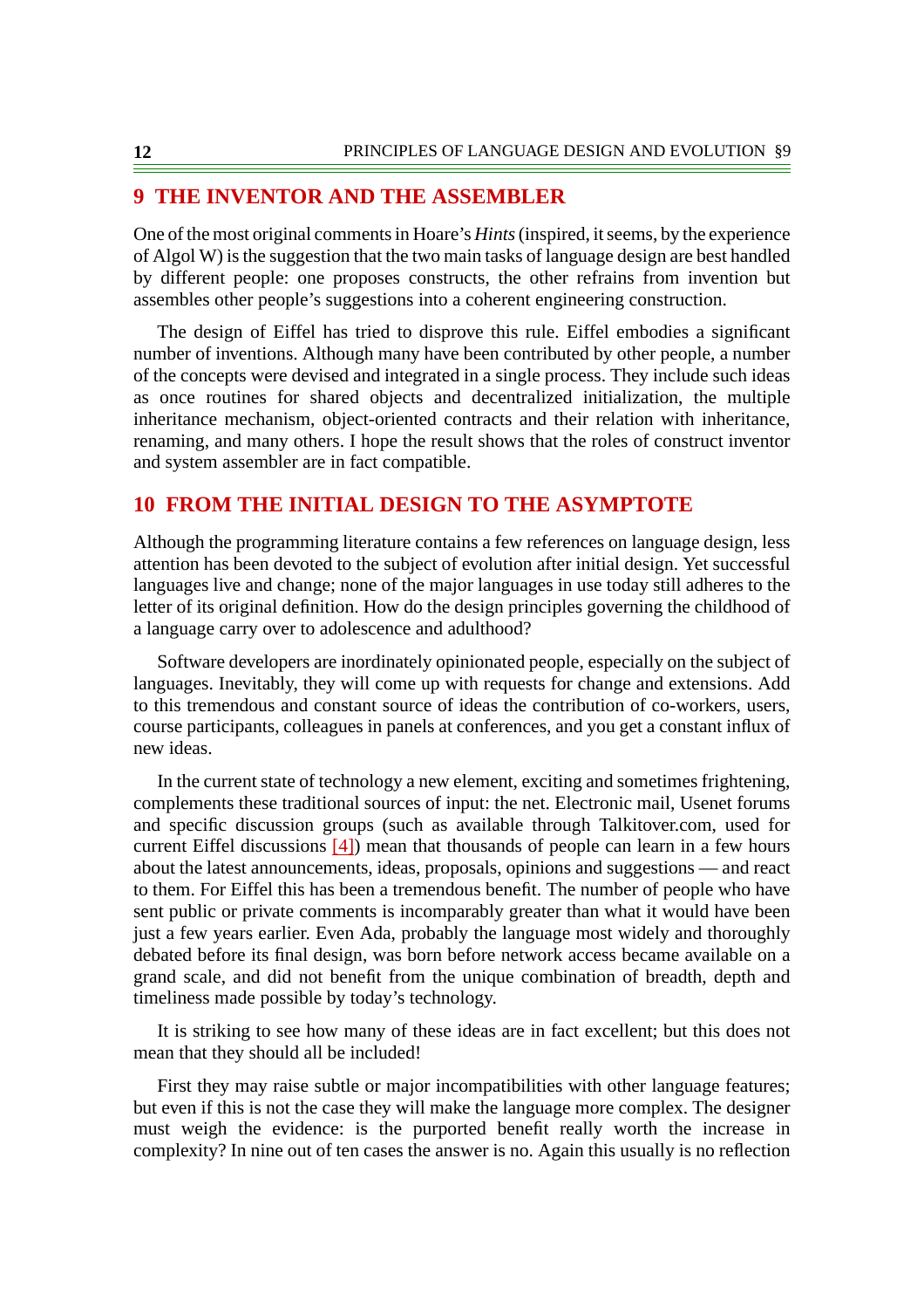## 9 THE INVENTOR AND THE ASSEMBLER

One of the most original comments in Hoare's *Hints* (inspired, it seems, by the experience of Algol W) is the suggestion that the two main tasks of language design are best handled by different people: one proposes constructs, the other refrains from invention but assembles other people's suggestions into a coherent engineering construction.

The design of Eiffel has tried to disprove this rule. Eiffel embodies a significant number of inventions. Although many have been contributed by other people, a number of the concepts were devised and integrated in a single process. They include such ideas as once routines for shared objects and decentralized initialization, the multiple inheritance mechanism, object-oriented contracts and their relation with inheritance, renaming, and many others. I hope the result shows that the roles of construct inventor and system assembler are in fact compatible.

## 10 FROM THE INITIAL DESIGN TO THE ASYMPTOTE

Although the programming literature contains a few references on language design, less attention has been devoted to the subject of evolution after initial design. Yet successful languages live and change; none of the major languages in use today still adheres to the letter of its original definition. How do the design principles governing the childhood of a language carry over to adolescence and adulthood?

Software developers are inordinately opinionated people, especially on the subject of languages. Inevitably, they will come up with requests for change and extensions. Add to this tremendous and constant source of ideas the contribution of co-workers, users, course participants, colleagues in panels at conferences, and you get a constant influx of new ideas.

In the current state of technology a new element, exciting and sometimes frightening, complements these traditional sources of input: the net. Electronic mail, Usenet forums and specific discussion groups (such as available through Talkitover.com, used for current Eiffel discussions [4]) mean that thousands of people can learn in a few hours about the latest announcements, ideas, proposals, opinions and suggestions — and react to them. For Eiffel this has been a tremendous benefit. The number of people who have sent public or private comments is incomparably greater than what it would have been just a few years earlier. Even Ada, probably the language most widely and thoroughly debated before its final design, was born before network access became available on a grand scale, and did not benefit from the unique combination of breadth, depth and timeliness made possible by today's technology.

It is striking to see how many of these ideas are in fact excellent; but this does not mean that they should all be included!

First they may raise subtle or major incompatibilities with other language features; but even if this is not the case they will make the language more complex. The designer must weigh the evidence: is the purported benefit really worth the increase in complexity? In nine out of ten cases the answer is no. Again this usually is no reflection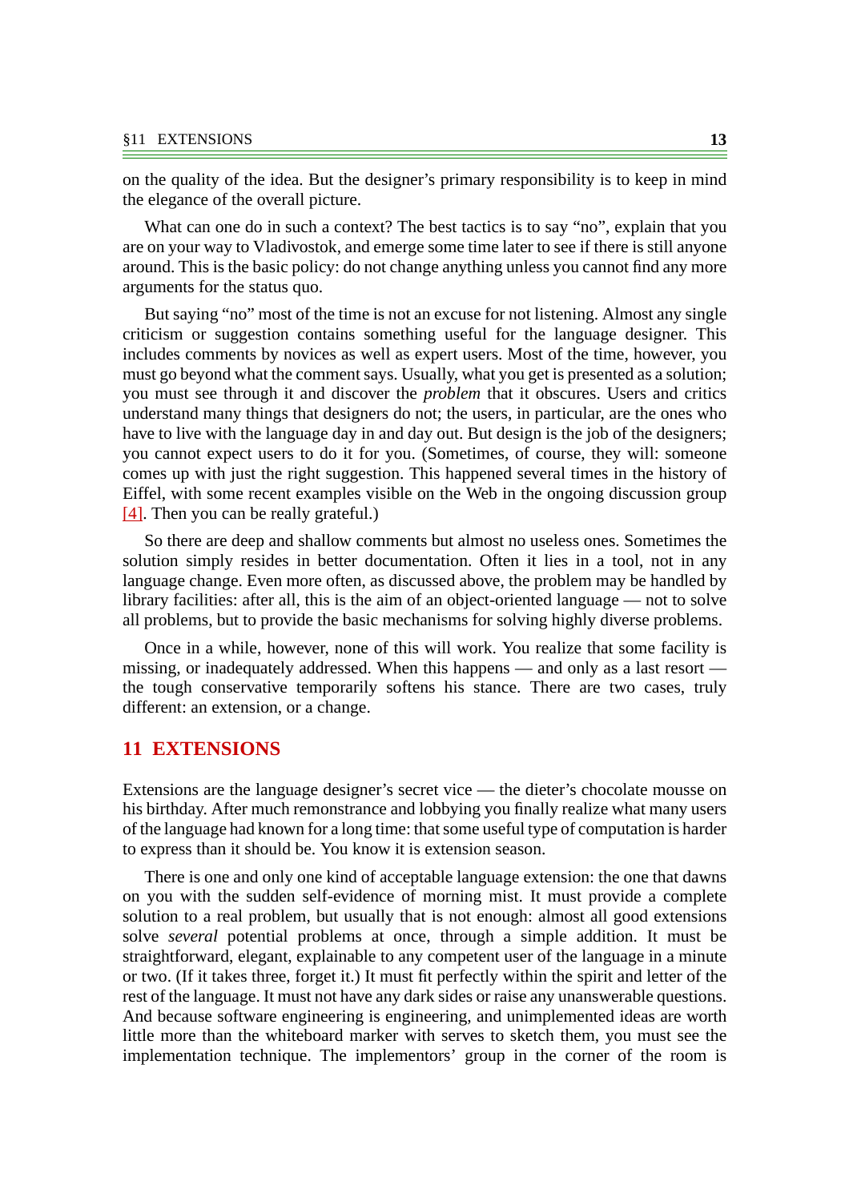on the quality of the idea. But the designer's primary responsibility is to keep in mind the elegance of the overall picture.

What can one do in such a context? The best tactics is to say "no", explain that you are on your way to Vladivostok, and emerge some time later to see if there is still anyone around. This is the basic policy: do not change anything unless you cannot find any more arguments for the status quo.

But saying "no" most of the time is not an excuse for not listening. Almost any single criticism or suggestion contains something useful for the language designer. This includes comments by novices as well as expert users. Most of the time, however, you must go beyond what the comment says. Usually, what you get is presented as a solution; you must see through it and discover the *problem* that it obscures. Users and critics understand many things that designers do not; the users, in particular, are the ones who have to live with the language day in and day out. But design is the job of the designers; you cannot expect users to do it for you. (Sometimes, of course, they will: someone comes up with just the right suggestion. This happened several times in the history of Eiffel, with some recent examples visible on the Web in the ongoing discussion group [4]. Then you can be really grateful.)

So there are deep and shallow comments but almost no useless ones. Sometimes the solution simply resides in better documentation. Often it lies in a tool, not in any language change. Even more often, as discussed above, the problem may be handled by library facilities: after all, this is the aim of an object-oriented language — not to solve all problems, but to provide the basic mechanisms for solving highly diverse problems.

Once in a while, however, none of this will work. You realize that some facility is missing, or inadequately addressed. When this happens — and only as a last resort — the tough conservative temporarily softens his stance. There are two cases, truly different: an extension, or a change.

## 11 EXTENSIONS

Extensions are the language designer's secret vice — the dieter's chocolate mousse on his birthday. After much remonstrance and lobbying you finally realize what many users of the language had known for a long time: that some useful type of computation is harder to express than it should be. You know it is extension season.

There is one and only one kind of acceptable language extension: the one that dawns on you with the sudden self-evidence of morning mist. It must provide a complete solution to a real problem, but usually that is not enough: almost all good extensions solve *several* potential problems at once, through a simple addition. It must be straightforward, elegant, explainable to any competent user of the language in a minute or two. (If it takes three, forget it.) It must fit perfectly within the spirit and letter of the rest of the language. It must not have any dark sides or raise any unanswerable questions. And because software engineering is engineering, and unimplemented ideas are worth little more than the whiteboard marker with serves to sketch them, you must see the implementation technique. The implementors' group in the corner of the room is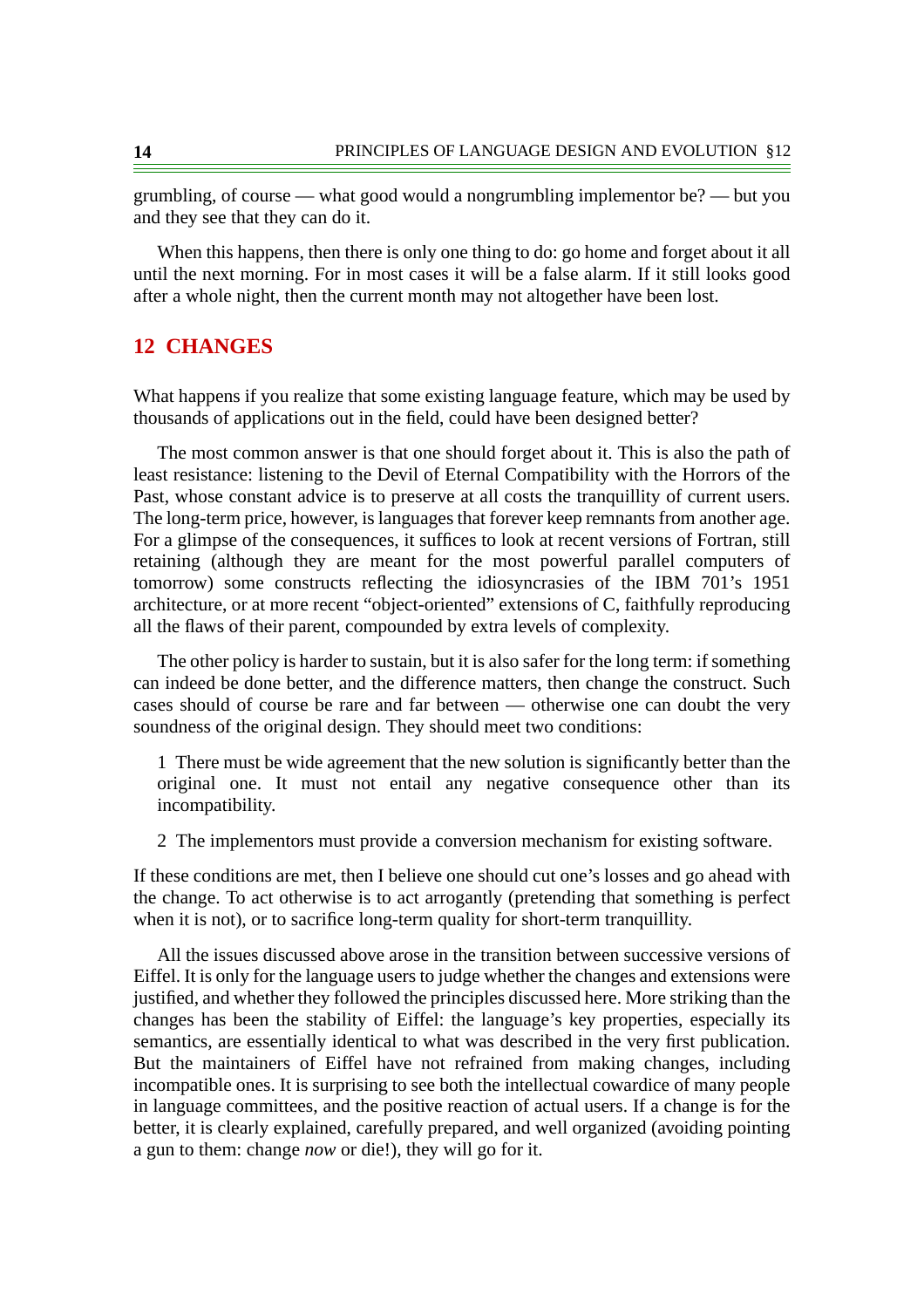grumbling, of course — what good would a nongrumbling implementor be? — but you and they see that they can do it.

When this happens, then there is only one thing to do: go home and forget about it all until the next morning. For in most cases it will be a false alarm. If it still looks good after a whole night, then the current month may not altogether have been lost.

## 12 CHANGES

What happens if you realize that some existing language feature, which may be used by thousands of applications out in the field, could have been designed better?

The most common answer is that one should forget about it. This is also the path of least resistance: listening to the Devil of Eternal Compatibility with the Horrors of the Past, whose constant advice is to preserve at all costs the tranquillity of current users. The long-term price, however, is languages that forever keep remnants from another age. For a glimpse of the consequences, it suffices to look at recent versions of Fortran, still retaining (although they are meant for the most powerful parallel computers of tomorrow) some constructs reflecting the idiosyncrasies of the IBM 701's 1951 architecture, or at more recent "object-oriented" extensions of C, faithfully reproducing all the flaws of their parent, compounded by extra levels of complexity.

The other policy is harder to sustain, but it is also safer for the long term: if something can indeed be done better, and the difference matters, then change the construct. Such cases should of course be rare and far between — otherwise one can doubt the very soundness of the original design. They should meet two conditions:

1 There must be wide agreement that the new solution is significantly better than the original one. It must not entail any negative consequence other than its incompatibility.

2 The implementors must provide a conversion mechanism for existing software.

If these conditions are met, then I believe one should cut one's losses and go ahead with the change. To act otherwise is to act arrogantly (pretending that something is perfect when it is not), or to sacrifice long-term quality for short-term tranquillity.

All the issues discussed above arose in the transition between successive versions of Eiffel. It is only for the language users to judge whether the changes and extensions were justified, and whether they followed the principles discussed here. More striking than the changes has been the stability of Eiffel: the language's key properties, especially its semantics, are essentially identical to what was described in the very first publication. But the maintainers of Eiffel have not refrained from making changes, including incompatible ones. It is surprising to see both the intellectual cowardice of many people in language committees, and the positive reaction of actual users. If a change is for the better, it is clearly explained, carefully prepared, and well organized (avoiding pointing a gun to them: change *now* or die!), they will go for it.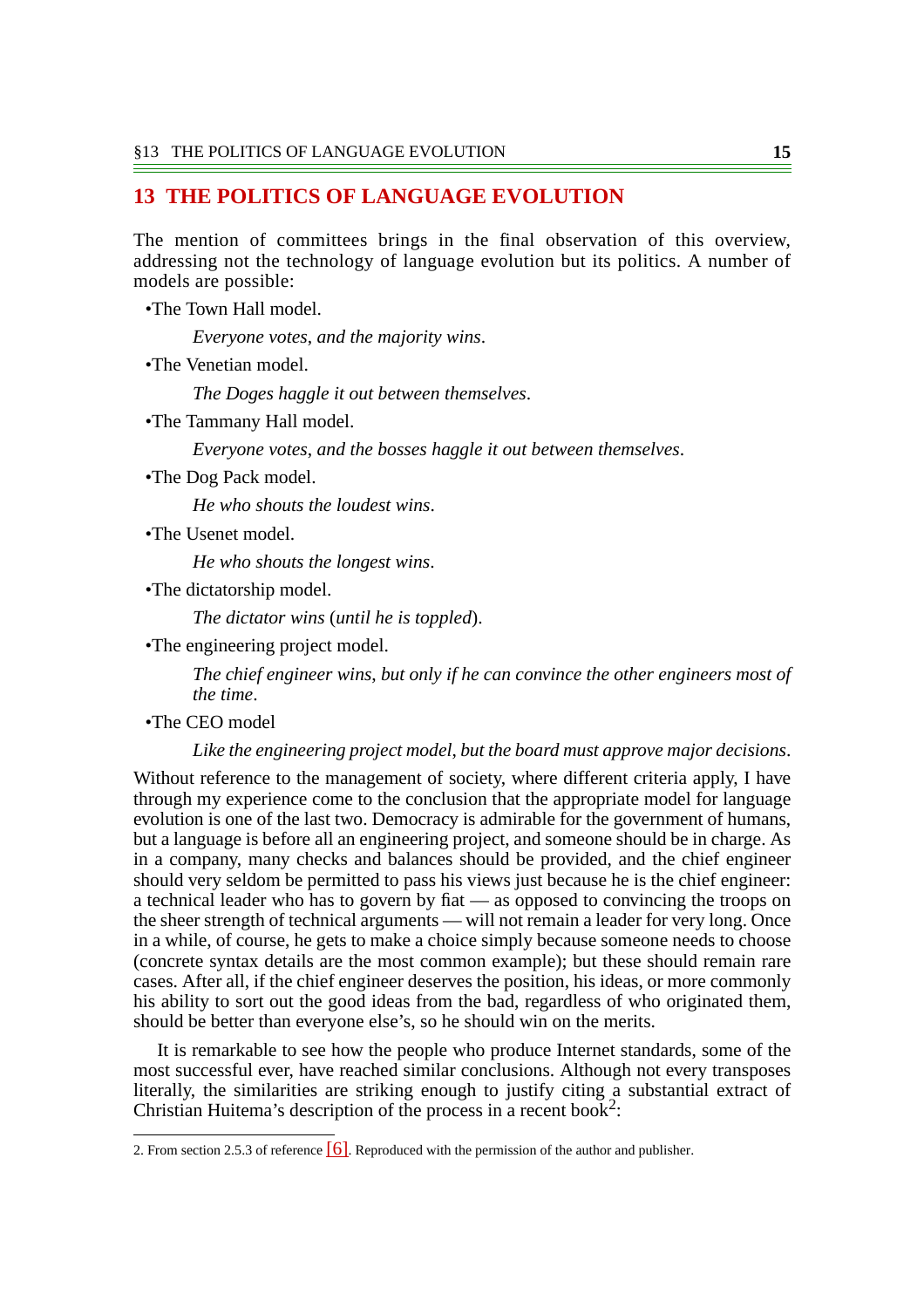## 13 THE POLITICS OF LANGUAGE EVOLUTION

The mention of committees brings in the final observation of this overview, addressing not the technology of language evolution but its politics. A number of models are possible:

- The Town Hall model.

  *Everyone votes, and the majority wins*.

- The Venetian model.

  *The Doges haggle it out between themselves*.

- The Tammany Hall model.

  *Everyone votes, and the bosses haggle it out between themselves*.

- The Dog Pack model.

  *He who shouts the loudest wins*.

- The Usenet model.

  *He who shouts the longest wins*.

- The dictatorship model.

  *The dictator wins* (*until he is toppled*).

- The engineering project model.

  *The chief engineer wins, but only if he can convince the other engineers most of the time*.

- The CEO model

  *Like the engineering project model, but the board must approve major decisions*.

Without reference to the management of society, where different criteria apply, I have through my experience come to the conclusion that the appropriate model for language evolution is one of the last two. Democracy is admirable for the government of humans, but a language is before all an engineering project, and someone should be in charge. As in a company, many checks and balances should be provided, and the chief engineer should very seldom be permitted to pass his views just because he is the chief engineer: a technical leader who has to govern by fiat — as opposed to convincing the troops on the sheer strength of technical arguments — will not remain a leader for very long. Once in a while, of course, he gets to make a choice simply because someone needs to choose (concrete syntax details are the most common example); but these should remain rare cases. After all, if the chief engineer deserves the position, his ideas, or more commonly his ability to sort out the good ideas from the bad, regardless of who originated them, should be better than everyone else's, so he should win on the merits.

It is remarkable to see how the people who produce Internet standards, some of the most successful ever, have reached similar conclusions. Although not every transposes literally, the similarities are striking enough to justify citing a substantial extract of Christian Huitema's description of the process in a recent book[2]:

2. From section 2.5.3 of reference [6]. Reproduced with the permission of the author and publisher.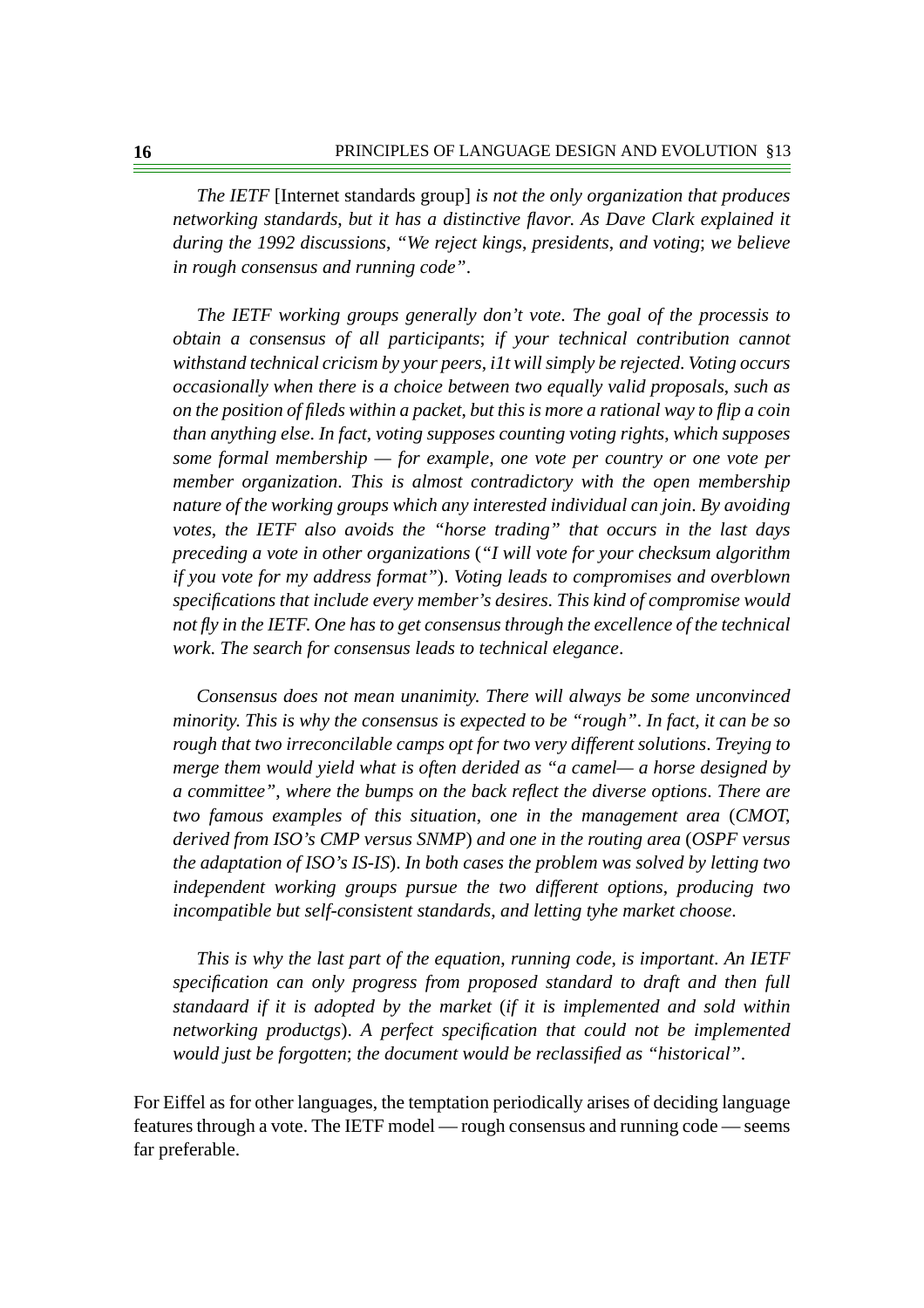*The IETF* [Internet standards group] *is not the only organization that produces networking standards, but it has a distinctive flavor. As Dave Clark explained it during the 1992 discussions, "We reject kings, presidents, and voting; we believe in rough consensus and running code".*

*The IETF working groups generally don't vote. The goal of the processis to obtain a consensus of all participants; if your technical contribution cannot withstand technical cricism by your peers, i1t will simply be rejected. Voting occurs occasionally when there is a choice between two equally valid proposals, such as on the position of fileds within a packet, but this is more a rational way to flip a coin than anything else. In fact, voting supposes counting voting rights, which supposes some formal membership — for example, one vote per country or one vote per member organization. This is almost contradictory with the open membership nature of the working groups which any interested individual can join. By avoiding votes, the IETF also avoids the "horse trading" that occurs in the last days preceding a vote in other organizations ("I will vote for your checksum algorithm if you vote for my address format"). Voting leads to compromises and overblown specifications that include every member's desires. This kind of compromise would not fly in the IETF. One has to get consensus through the excellence of the technical work. The search for consensus leads to technical elegance.*

*Consensus does not mean unanimity. There will always be some unconvinced minority. This is why the consensus is expected to be "rough". In fact, it can be so rough that two irreconcilable camps opt for two very different solutions. Treying to merge them would yield what is often derided as "a camel— a horse designed by a committee", where the bumps on the back reflect the diverse options. There are two famous examples of this situation, one in the management area (CMOT, derived from ISO's CMP versus SNMP) and one in the routing area (OSPF versus the adaptation of ISO's IS-IS). In both cases the problem was solved by letting two independent working groups pursue the two different options, producing two incompatible but self-consistent standards, and letting tyhe market choose.*

*This is why the last part of the equation, running code, is important. An IETF specification can only progress from proposed standard to draft and then full standaard if it is adopted by the market (if it is implemented and sold within networking productgs). A perfect specification that could not be implemented would just be forgotten; the document would be reclassified as "historical".*

For Eiffel as for other languages, the temptation periodically arises of deciding language features through a vote. The IETF model — rough consensus and running code — seems far preferable.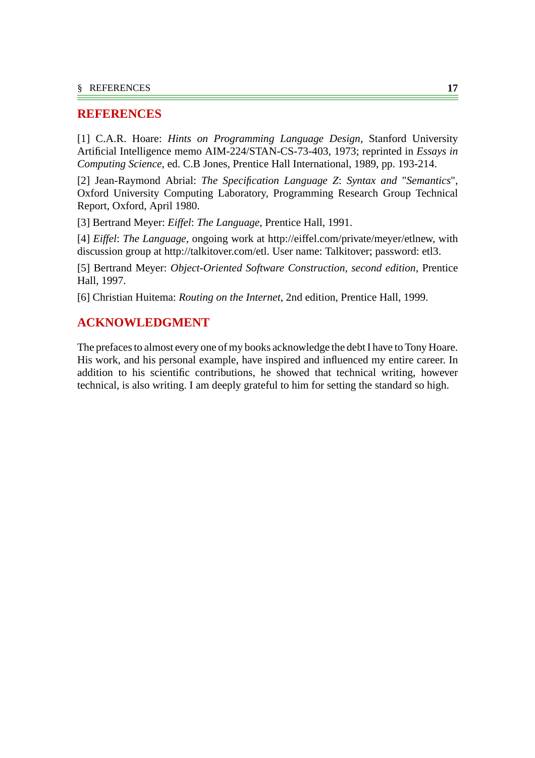## REFERENCES

[1] C.A.R. Hoare: *Hints on Programming Language Design*, Stanford University Artificial Intelligence memo AIM-224/STAN-CS-73-403, 1973; reprinted in *Essays in Computing Science*, ed. C.B Jones, Prentice Hall International, 1989, pp. 193-214.

[2] Jean-Raymond Abrial: *The Specification Language Z*: *Syntax and* "*Semantics*", Oxford University Computing Laboratory, Programming Research Group Technical Report, Oxford, April 1980.

[3] Bertrand Meyer: *Eiffel*: *The Language*, Prentice Hall, 1991.

[4] *Eiffel*: *The Language*, ongoing work at http://eiffel.com/private/meyer/etlnew, with discussion group at http://talkitover.com/etl. User name: Talkitover; password: etl3.

[5] Bertrand Meyer: *Object-Oriented Software Construction*, *second edition*, Prentice Hall, 1997.

[6] Christian Huitema: *Routing on the Internet*, 2nd edition, Prentice Hall, 1999.

## ACKNOWLEDGMENT

The prefaces to almost every one of my books acknowledge the debt I have to Tony Hoare. His work, and his personal example, have inspired and influenced my entire career. In addition to his scientific contributions, he showed that technical writing, however technical, is also writing. I am deeply grateful to him for setting the standard so high.